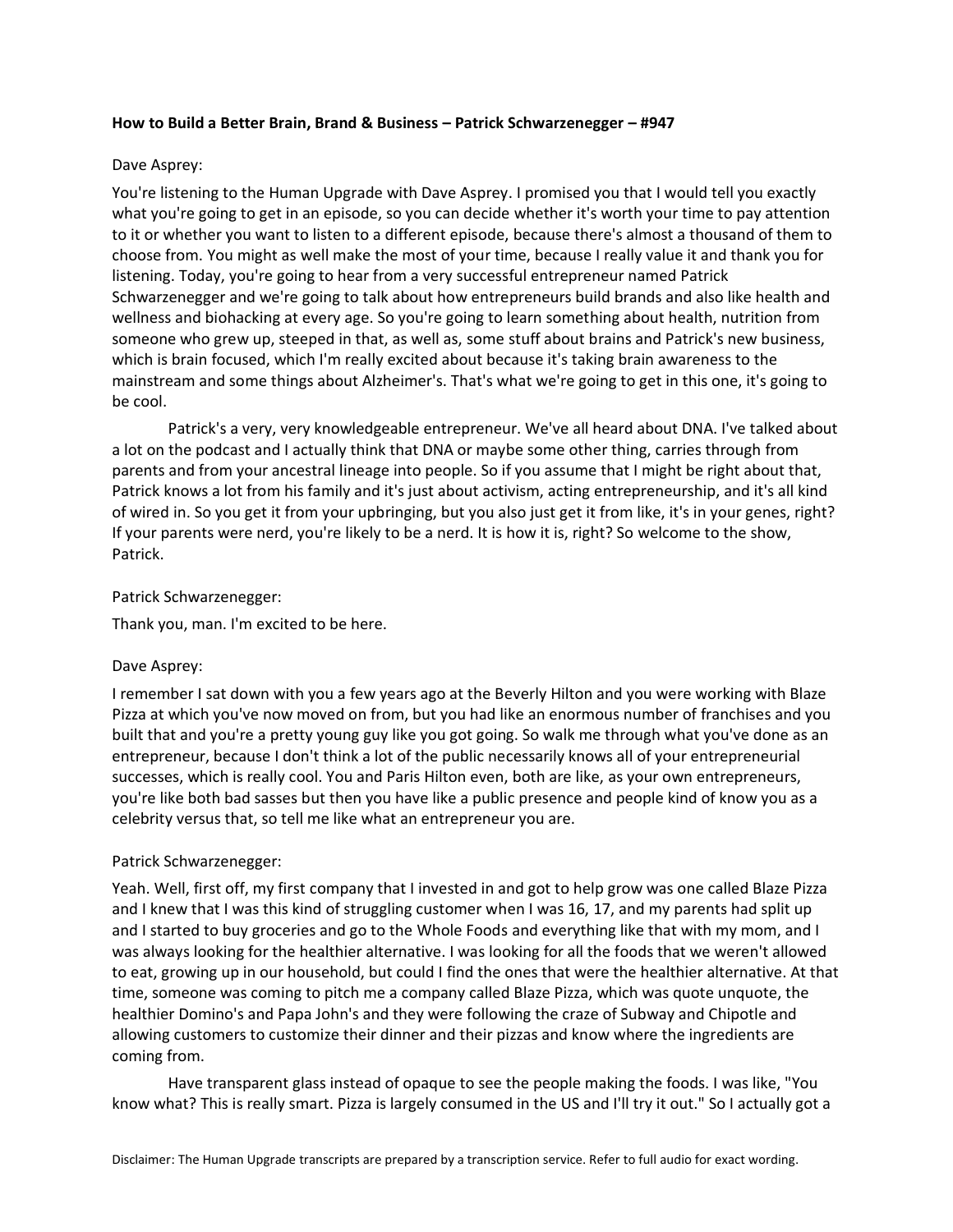**How to Build a Better Brain, Brand & Business – Patrick Schwarzenegger – #947**

Dave Asprey:

You're listening to the Human Upgrade with Dave Asprey. I promised you that I would tell you exactly what you're going to get in an episode, so you can decide whether it's worth your time to pay attention to it or whether you want to listen to a different episode, because there's almost a thousand of them to choose from. You might as well make the most of your time, because I really value it and thank you for listening. Today, you're going to hear from a very successful entrepreneur named Patrick Schwarzenegger and we're going to talk about how entrepreneurs build brands and also like health and wellness and biohacking at every age. So you're going to learn something about health, nutrition from someone who grew up, steeped in that, as well as, some stuff about brains and Patrick's new business, which is brain focused, which I'm really excited about because it's taking brain awareness to the mainstream and some things about Alzheimer's. That's what we're going to get in this one, it's going to be cool.

Patrick's a very, very knowledgeable entrepreneur. We've all heard about DNA. I've talked about a lot on the podcast and I actually think that DNA or maybe some other thing, carries through from parents and from your ancestral lineage into people. So if you assume that I might be right about that, Patrick knows a lot from his family and it's just about activism, acting entrepreneurship, and it's all kind of wired in. So you get it from your upbringing, but you also just get it from like, it's in your genes, right? If your parents were nerd, you're likely to be a nerd. It is how it is, right? So welcome to the show, Patrick.

Patrick Schwarzenegger:

Thank you, man. I'm excited to be here.

Dave Asprey:

I remember I sat down with you a few years ago at the Beverly Hilton and you were working with Blaze Pizza at which you've now moved on from, but you had like an enormous number of franchises and you built that and you're a pretty young guy like you got going. So walk me through what you've done as an entrepreneur, because I don't think a lot of the public necessarily knows all of your entrepreneurial successes, which is really cool. You and Paris Hilton even, both are like, as your own entrepreneurs, you're like both bad sasses but then you have like a public presence and people kind of know you as a celebrity versus that, so tell me like what an entrepreneur you are.

Patrick Schwarzenegger:

Yeah. Well, first off, my first company that I invested in and got to help grow was one called Blaze Pizza and I knew that I was this kind of struggling customer when I was 16, 17, and my parents had split up and I started to buy groceries and go to the Whole Foods and everything like that with my mom, and I was always looking for the healthier alternative. I was looking for all the foods that we weren't allowed to eat, growing up in our household, but could I find the ones that were the healthier alternative. At that time, someone was coming to pitch me a company called Blaze Pizza, which was quote unquote, the healthier Domino's and Papa John's and they were following the craze of Subway and Chipotle and allowing customers to customize their dinner and their pizzas and know where the ingredients are coming from.

Have transparent glass instead of opaque to see the people making the foods. I was like, "You know what? This is really smart. Pizza is largely consumed in the US and I'll try it out." So I actually got a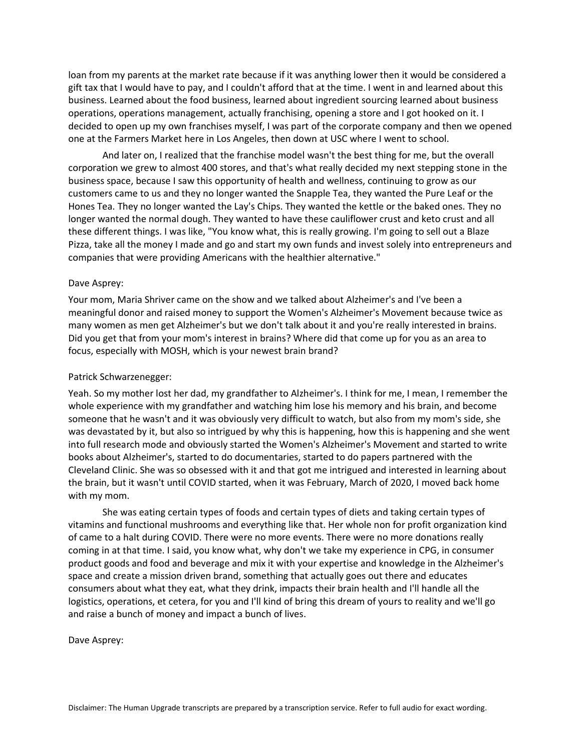loan from my parents at the market rate because if it was anything lower then it would be considered a gift tax that I would have to pay, and I couldn't afford that at the time. I went in and learned about this business. Learned about the food business, learned about ingredient sourcing learned about business operations, operations management, actually franchising, opening a store and I got hooked on it. I decided to open up my own franchises myself, I was part of the corporate company and then we opened one at the Farmers Market here in Los Angeles, then down at USC where I went to school.

And later on, I realized that the franchise model wasn't the best thing for me, but the overall corporation we grew to almost 400 stores, and that's what really decided my next stepping stone in the business space, because I saw this opportunity of health and wellness, continuing to grow as our customers came to us and they no longer wanted the Snapple Tea, they wanted the Pure Leaf or the Hones Tea. They no longer wanted the Lay's Chips. They wanted the kettle or the baked ones. They no longer wanted the normal dough. They wanted to have these cauliflower crust and keto crust and all these different things. I was like, "You know what, this is really growing. I'm going to sell out a Blaze Pizza, take all the money I made and go and start my own funds and invest solely into entrepreneurs and companies that were providing Americans with the healthier alternative."

Dave Asprey:

Your mom, Maria Shriver came on the show and we talked about Alzheimer's and I've been a meaningful donor and raised money to support the Women's Alzheimer's Movement because twice as many women as men get Alzheimer's but we don't talk about it and you're really interested in brains. Did you get that from your mom's interest in brains? Where did that come up for you as an area to focus, especially with MOSH, which is your newest brain brand?

Patrick Schwarzenegger:

Yeah. So my mother lost her dad, my grandfather to Alzheimer's. I think for me, I mean, I remember the whole experience with my grandfather and watching him lose his memory and his brain, and become someone that he wasn't and it was obviously very difficult to watch, but also from my mom's side, she was devastated by it, but also so intrigued by why this is happening, how this is happening and she went into full research mode and obviously started the Women's Alzheimer's Movement and started to write books about Alzheimer's, started to do documentaries, started to do papers partnered with the Cleveland Clinic. She was so obsessed with it and that got me intrigued and interested in learning about the brain, but it wasn't until COVID started, when it was February, March of 2020, I moved back home with my mom.

She was eating certain types of foods and certain types of diets and taking certain types of vitamins and functional mushrooms and everything like that. Her whole non for profit organization kind of came to a halt during COVID. There were no more events. There were no more donations really coming in at that time. I said, you know what, why don't we take my experience in CPG, in consumer product goods and food and beverage and mix it with your expertise and knowledge in the Alzheimer's space and create a mission driven brand, something that actually goes out there and educates consumers about what they eat, what they drink, impacts their brain health and I'll handle all the logistics, operations, et cetera, for you and I'll kind of bring this dream of yours to reality and we'll go and raise a bunch of money and impact a bunch of lives.

Dave Asprey:

Disclaimer: The Human Upgrade transcripts are prepared by a transcription service. Refer to full audio for exact wording.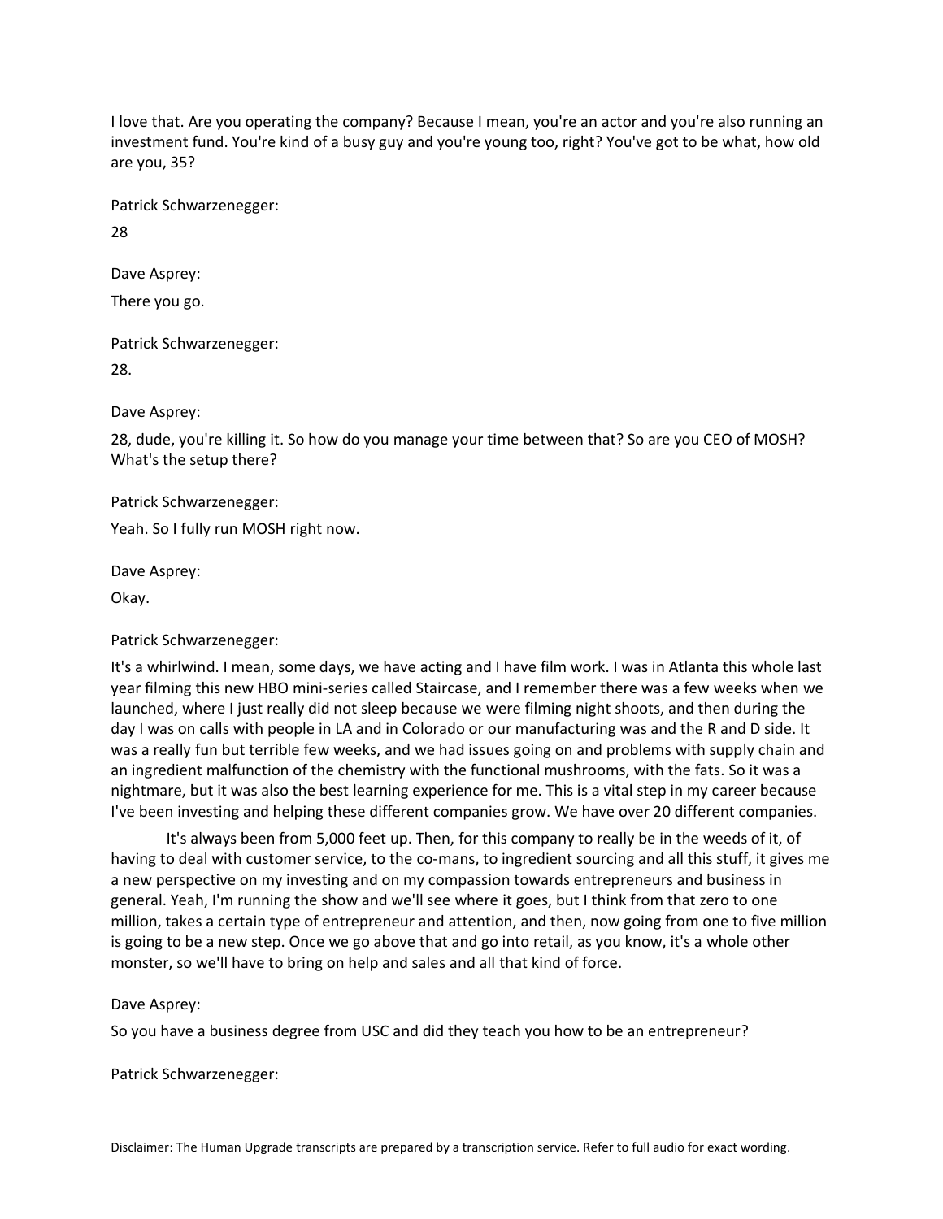I love that. Are you operating the company? Because I mean, you're an actor and you're also running an investment fund. You're kind of a busy guy and you're young too, right? You've got to be what, how old are you, 35?

Patrick Schwarzenegger:

28

Dave Asprey:

There you go.

Patrick Schwarzenegger:

28.

Dave Asprey:

28, dude, you're killing it. So how do you manage your time between that? So are you CEO of MOSH? What's the setup there?

Patrick Schwarzenegger:

Yeah. So I fully run MOSH right now.

Dave Asprey:

Okay.

Patrick Schwarzenegger:

It's a whirlwind. I mean, some days, we have acting and I have film work. I was in Atlanta this whole last year filming this new HBO mini-series called Staircase, and I remember there was a few weeks when we launched, where I just really did not sleep because we were filming night shoots, and then during the day I was on calls with people in LA and in Colorado or our manufacturing was and the R and D side. It was a really fun but terrible few weeks, and we had issues going on and problems with supply chain and an ingredient malfunction of the chemistry with the functional mushrooms, with the fats. So it was a nightmare, but it was also the best learning experience for me. This is a vital step in my career because I've been investing and helping these different companies grow. We have over 20 different companies.

It's always been from 5,000 feet up. Then, for this company to really be in the weeds of it, of having to deal with customer service, to the co-mans, to ingredient sourcing and all this stuff, it gives me a new perspective on my investing and on my compassion towards entrepreneurs and business in general. Yeah, I'm running the show and we'll see where it goes, but I think from that zero to one million, takes a certain type of entrepreneur and attention, and then, now going from one to five million is going to be a new step. Once we go above that and go into retail, as you know, it's a whole other monster, so we'll have to bring on help and sales and all that kind of force.

Dave Asprey:

So you have a business degree from USC and did they teach you how to be an entrepreneur?

Patrick Schwarzenegger:

Disclaimer: The Human Upgrade transcripts are prepared by a transcription service. Refer to full audio for exact wording.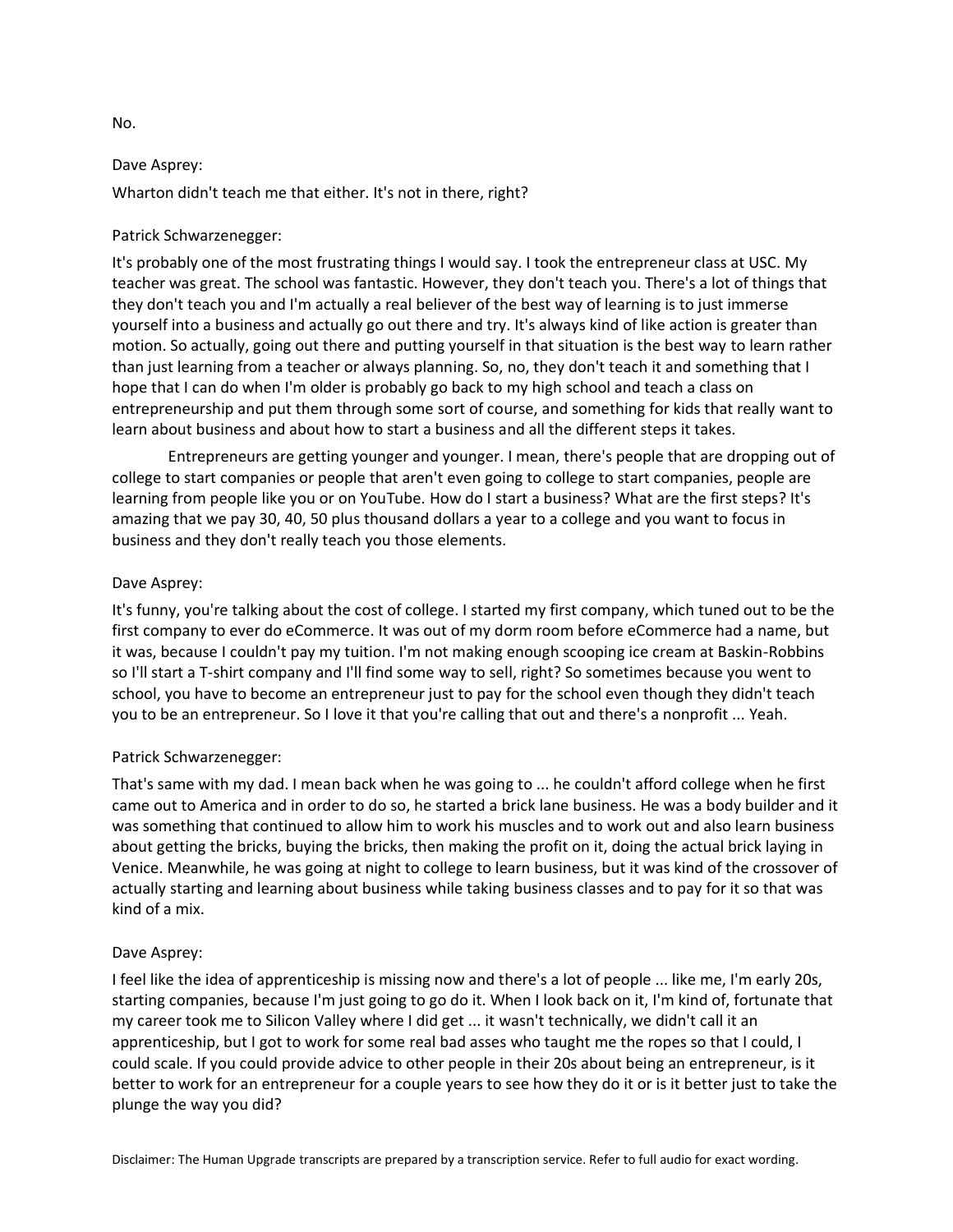No.

Dave Asprey:

Wharton didn't teach me that either. It's not in there, right?

Patrick Schwarzenegger:

It's probably one of the most frustrating things I would say. I took the entrepreneur class at USC. My teacher was great. The school was fantastic. However, they don't teach you. There's a lot of things that they don't teach you and I'm actually a real believer of the best way of learning is to just immerse yourself into a business and actually go out there and try. It's always kind of like action is greater than motion. So actually, going out there and putting yourself in that situation is the best way to learn rather than just learning from a teacher or always planning. So, no, they don't teach it and something that I hope that I can do when I'm older is probably go back to my high school and teach a class on entrepreneurship and put them through some sort of course, and something for kids that really want to learn about business and about how to start a business and all the different steps it takes.

Entrepreneurs are getting younger and younger. I mean, there's people that are dropping out of college to start companies or people that aren't even going to college to start companies, people are learning from people like you or on YouTube. How do I start a business? What are the first steps? It's amazing that we pay 30, 40, 50 plus thousand dollars a year to a college and you want to focus in business and they don't really teach you those elements.

Dave Asprey:

It's funny, you're talking about the cost of college. I started my first company, which tuned out to be the first company to ever do eCommerce. It was out of my dorm room before eCommerce had a name, but it was, because I couldn't pay my tuition. I'm not making enough scooping ice cream at Baskin-Robbins so I'll start a T-shirt company and I'll find some way to sell, right? So sometimes because you went to school, you have to become an entrepreneur just to pay for the school even though they didn't teach you to be an entrepreneur. So I love it that you're calling that out and there's a nonprofit ... Yeah.

Patrick Schwarzenegger:

That's same with my dad. I mean back when he was going to ... he couldn't afford college when he first came out to America and in order to do so, he started a brick lane business. He was a body builder and it was something that continued to allow him to work his muscles and to work out and also learn business about getting the bricks, buying the bricks, then making the profit on it, doing the actual brick laying in Venice. Meanwhile, he was going at night to college to learn business, but it was kind of the crossover of actually starting and learning about business while taking business classes and to pay for it so that was kind of a mix.

Dave Asprey:

I feel like the idea of apprenticeship is missing now and there's a lot of people ... like me, I'm early 20s, starting companies, because I'm just going to go do it. When I look back on it, I'm kind of, fortunate that my career took me to Silicon Valley where I did get ... it wasn't technically, we didn't call it an apprenticeship, but I got to work for some real bad asses who taught me the ropes so that I could, I could scale. If you could provide advice to other people in their 20s about being an entrepreneur, is it better to work for an entrepreneur for a couple years to see how they do it or is it better just to take the plunge the way you did?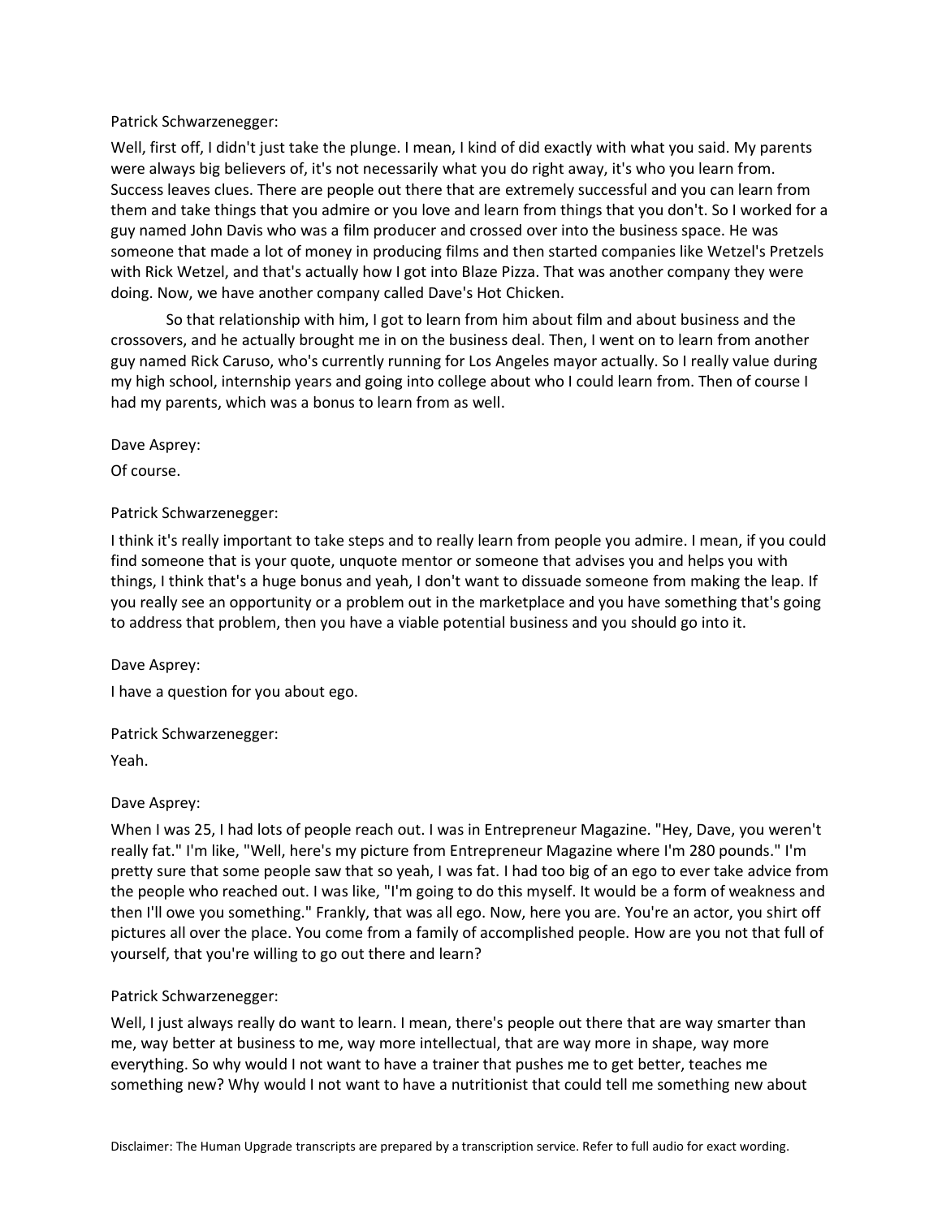Patrick Schwarzenegger:

Well, first off, I didn't just take the plunge. I mean, I kind of did exactly with what you said. My parents were always big believers of, it's not necessarily what you do right away, it's who you learn from. Success leaves clues. There are people out there that are extremely successful and you can learn from them and take things that you admire or you love and learn from things that you don't. So I worked for a guy named John Davis who was a film producer and crossed over into the business space. He was someone that made a lot of money in producing films and then started companies like Wetzel's Pretzels with Rick Wetzel, and that's actually how I got into Blaze Pizza. That was another company they were doing. Now, we have another company called Dave's Hot Chicken.

So that relationship with him, I got to learn from him about film and about business and the crossovers, and he actually brought me in on the business deal. Then, I went on to learn from another guy named Rick Caruso, who's currently running for Los Angeles mayor actually. So I really value during my high school, internship years and going into college about who I could learn from. Then of course I had my parents, which was a bonus to learn from as well.

Dave Asprey:

Of course.

Patrick Schwarzenegger:

I think it's really important to take steps and to really learn from people you admire. I mean, if you could find someone that is your quote, unquote mentor or someone that advises you and helps you with things, I think that's a huge bonus and yeah, I don't want to dissuade someone from making the leap. If you really see an opportunity or a problem out in the marketplace and you have something that's going to address that problem, then you have a viable potential business and you should go into it.

Dave Asprey:

I have a question for you about ego.

Patrick Schwarzenegger:

Yeah.

Dave Asprey:

When I was 25, I had lots of people reach out. I was in Entrepreneur Magazine. "Hey, Dave, you weren't really fat." I'm like, "Well, here's my picture from Entrepreneur Magazine where I'm 280 pounds." I'm pretty sure that some people saw that so yeah, I was fat. I had too big of an ego to ever take advice from the people who reached out. I was like, "I'm going to do this myself. It would be a form of weakness and then I'll owe you something." Frankly, that was all ego. Now, here you are. You're an actor, you shirt off pictures all over the place. You come from a family of accomplished people. How are you not that full of yourself, that you're willing to go out there and learn?

Patrick Schwarzenegger:

Well, I just always really do want to learn. I mean, there's people out there that are way smarter than me, way better at business to me, way more intellectual, that are way more in shape, way more everything. So why would I not want to have a trainer that pushes me to get better, teaches me something new? Why would I not want to have a nutritionist that could tell me something new about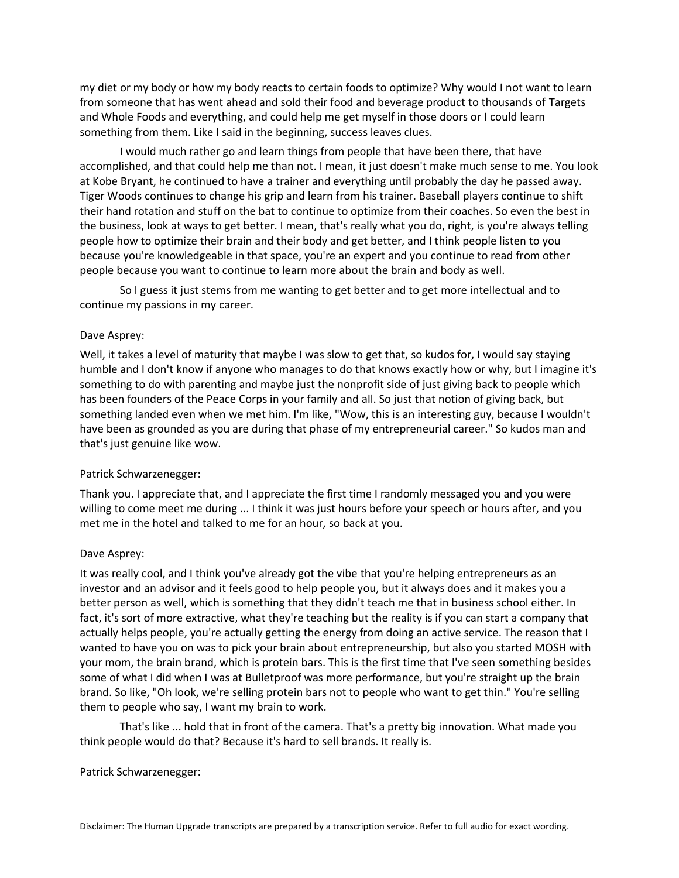my diet or my body or how my body reacts to certain foods to optimize? Why would I not want to learn from someone that has went ahead and sold their food and beverage product to thousands of Targets and Whole Foods and everything, and could help me get myself in those doors or I could learn something from them. Like I said in the beginning, success leaves clues.

I would much rather go and learn things from people that have been there, that have accomplished, and that could help me than not. I mean, it just doesn't make much sense to me. You look at Kobe Bryant, he continued to have a trainer and everything until probably the day he passed away. Tiger Woods continues to change his grip and learn from his trainer. Baseball players continue to shift their hand rotation and stuff on the bat to continue to optimize from their coaches. So even the best in the business, look at ways to get better. I mean, that's really what you do, right, is you're always telling people how to optimize their brain and their body and get better, and I think people listen to you because you're knowledgeable in that space, you're an expert and you continue to read from other people because you want to continue to learn more about the brain and body as well.

So I guess it just stems from me wanting to get better and to get more intellectual and to continue my passions in my career.

Dave Asprey:

Well, it takes a level of maturity that maybe I was slow to get that, so kudos for, I would say staying humble and I don't know if anyone who manages to do that knows exactly how or why, but I imagine it's something to do with parenting and maybe just the nonprofit side of just giving back to people which has been founders of the Peace Corps in your family and all. So just that notion of giving back, but something landed even when we met him. I'm like, "Wow, this is an interesting guy, because I wouldn't have been as grounded as you are during that phase of my entrepreneurial career." So kudos man and that's just genuine like wow.

Patrick Schwarzenegger:

Thank you. I appreciate that, and I appreciate the first time I randomly messaged you and you were willing to come meet me during ... I think it was just hours before your speech or hours after, and you met me in the hotel and talked to me for an hour, so back at you.

Dave Asprey:

It was really cool, and I think you've already got the vibe that you're helping entrepreneurs as an investor and an advisor and it feels good to help people you, but it always does and it makes you a better person as well, which is something that they didn't teach me that in business school either. In fact, it's sort of more extractive, what they're teaching but the reality is if you can start a company that actually helps people, you're actually getting the energy from doing an active service. The reason that I wanted to have you on was to pick your brain about entrepreneurship, but also you started MOSH with your mom, the brain brand, which is protein bars. This is the first time that I've seen something besides some of what I did when I was at Bulletproof was more performance, but you're straight up the brain brand. So like, "Oh look, we're selling protein bars not to people who want to get thin." You're selling them to people who say, I want my brain to work.

That's like ... hold that in front of the camera. That's a pretty big innovation. What made you think people would do that? Because it's hard to sell brands. It really is.

Patrick Schwarzenegger: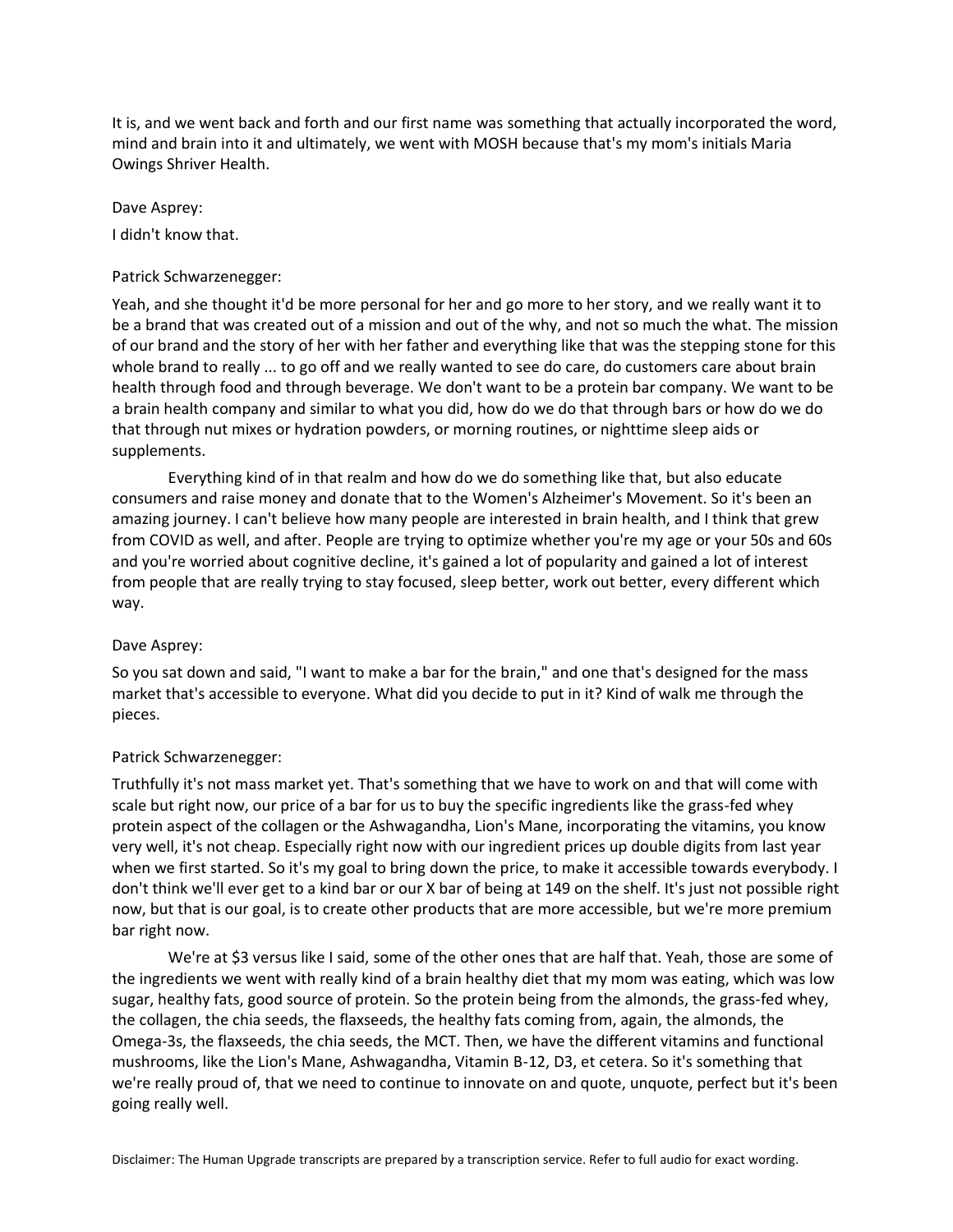It is, and we went back and forth and our first name was something that actually incorporated the word, mind and brain into it and ultimately, we went with MOSH because that's my mom's initials Maria Owings Shriver Health.

Dave Asprey:

I didn't know that.

Patrick Schwarzenegger:

Yeah, and she thought it'd be more personal for her and go more to her story, and we really want it to be a brand that was created out of a mission and out of the why, and not so much the what. The mission of our brand and the story of her with her father and everything like that was the stepping stone for this whole brand to really ... to go off and we really wanted to see do care, do customers care about brain health through food and through beverage. We don't want to be a protein bar company. We want to be a brain health company and similar to what you did, how do we do that through bars or how do we do that through nut mixes or hydration powders, or morning routines, or nighttime sleep aids or supplements.

Everything kind of in that realm and how do we do something like that, but also educate consumers and raise money and donate that to the Women's Alzheimer's Movement. So it's been an amazing journey. I can't believe how many people are interested in brain health, and I think that grew from COVID as well, and after. People are trying to optimize whether you're my age or your 50s and 60s and you're worried about cognitive decline, it's gained a lot of popularity and gained a lot of interest from people that are really trying to stay focused, sleep better, work out better, every different which way.

Dave Asprey:

So you sat down and said, "I want to make a bar for the brain," and one that's designed for the mass market that's accessible to everyone. What did you decide to put in it? Kind of walk me through the pieces.

Patrick Schwarzenegger:

Truthfully it's not mass market yet. That's something that we have to work on and that will come with scale but right now, our price of a bar for us to buy the specific ingredients like the grass-fed whey protein aspect of the collagen or the Ashwagandha, Lion's Mane, incorporating the vitamins, you know very well, it's not cheap. Especially right now with our ingredient prices up double digits from last year when we first started. So it's my goal to bring down the price, to make it accessible towards everybody. I don't think we'll ever get to a kind bar or our X bar of being at 149 on the shelf. It's just not possible right now, but that is our goal, is to create other products that are more accessible, but we're more premium bar right now.

We're at $3 versus like I said, some of the other ones that are half that. Yeah, those are some of the ingredients we went with really kind of a brain healthy diet that my mom was eating, which was low sugar, healthy fats, good source of protein. So the protein being from the almonds, the grass-fed whey, the collagen, the chia seeds, the flaxseeds, the healthy fats coming from, again, the almonds, the Omega-3s, the flaxseeds, the chia seeds, the MCT. Then, we have the different vitamins and functional mushrooms, like the Lion's Mane, Ashwagandha, Vitamin B-12, D3, et cetera. So it's something that we're really proud of, that we need to continue to innovate on and quote, unquote, perfect but it's been going really well.

Disclaimer: The Human Upgrade transcripts are prepared by a transcription service. Refer to full audio for exact wording.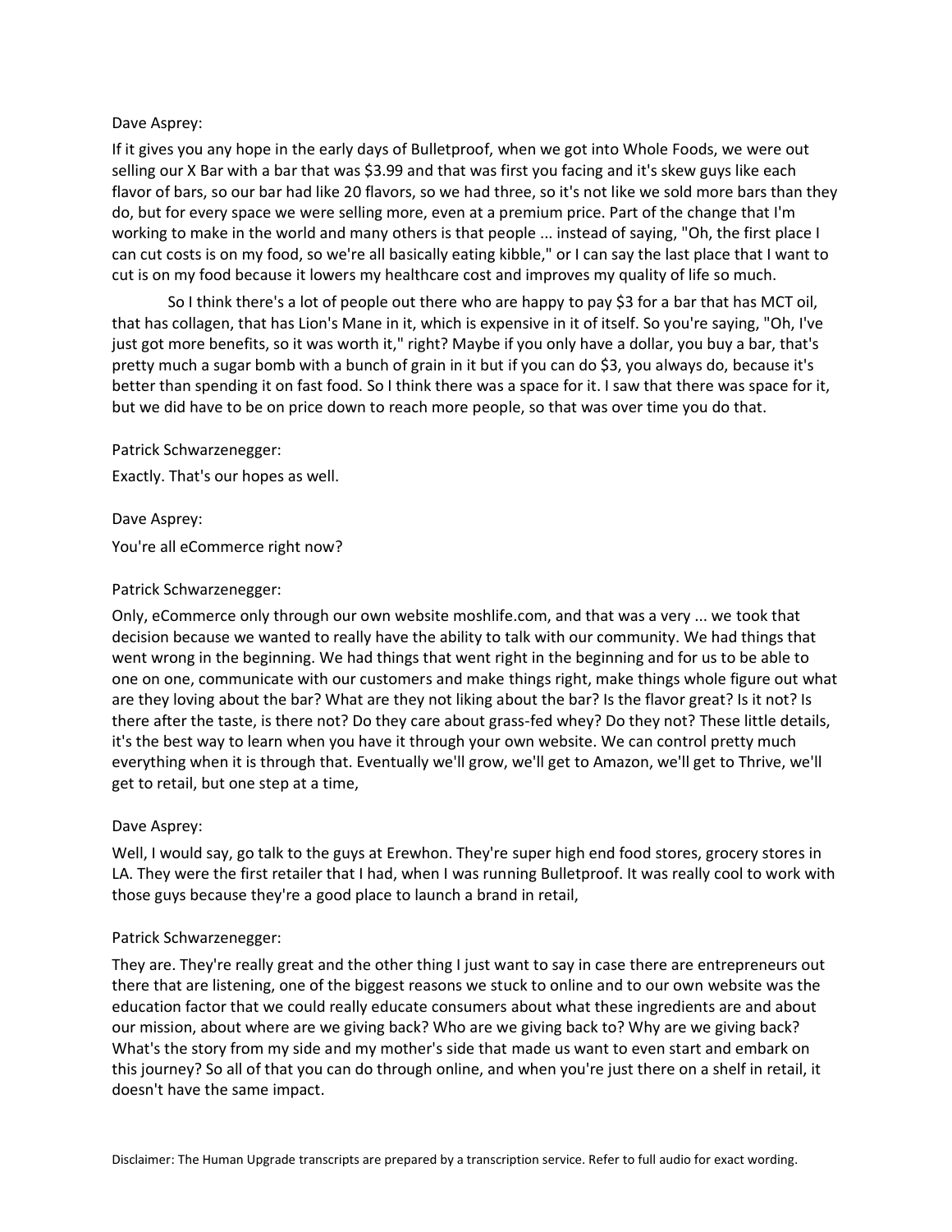Dave Asprey:

If it gives you any hope in the early days of Bulletproof, when we got into Whole Foods, we were out selling our X Bar with a bar that was $3.99 and that was first you facing and it's skew guys like each flavor of bars, so our bar had like 20 flavors, so we had three, so it's not like we sold more bars than they do, but for every space we were selling more, even at a premium price. Part of the change that I'm working to make in the world and many others is that people ... instead of saying, "Oh, the first place I can cut costs is on my food, so we're all basically eating kibble," or I can say the last place that I want to cut is on my food because it lowers my healthcare cost and improves my quality of life so much.

So I think there's a lot of people out there who are happy to pay $3 for a bar that has MCT oil, that has collagen, that has Lion's Mane in it, which is expensive in it of itself. So you're saying, "Oh, I've just got more benefits, so it was worth it," right? Maybe if you only have a dollar, you buy a bar, that's pretty much a sugar bomb with a bunch of grain in it but if you can do $3, you always do, because it's better than spending it on fast food. So I think there was a space for it. I saw that there was space for it, but we did have to be on price down to reach more people, so that was over time you do that.

Patrick Schwarzenegger:

Exactly. That's our hopes as well.

Dave Asprey:

You're all eCommerce right now?

Patrick Schwarzenegger:

Only, eCommerce only through our own website moshlife.com, and that was a very ... we took that decision because we wanted to really have the ability to talk with our community. We had things that went wrong in the beginning. We had things that went right in the beginning and for us to be able to one on one, communicate with our customers and make things right, make things whole figure out what are they loving about the bar? What are they not liking about the bar? Is the flavor great? Is it not? Is there after the taste, is there not? Do they care about grass-fed whey? Do they not? These little details, it's the best way to learn when you have it through your own website. We can control pretty much everything when it is through that. Eventually we'll grow, we'll get to Amazon, we'll get to Thrive, we'll get to retail, but one step at a time,

Dave Asprey:

Well, I would say, go talk to the guys at Erewhon. They're super high end food stores, grocery stores in LA. They were the first retailer that I had, when I was running Bulletproof. It was really cool to work with those guys because they're a good place to launch a brand in retail,

Patrick Schwarzenegger:

They are. They're really great and the other thing I just want to say in case there are entrepreneurs out there that are listening, one of the biggest reasons we stuck to online and to our own website was the education factor that we could really educate consumers about what these ingredients are and about our mission, about where are we giving back? Who are we giving back to? Why are we giving back? What's the story from my side and my mother's side that made us want to even start and embark on this journey? So all of that you can do through online, and when you're just there on a shelf in retail, it doesn't have the same impact.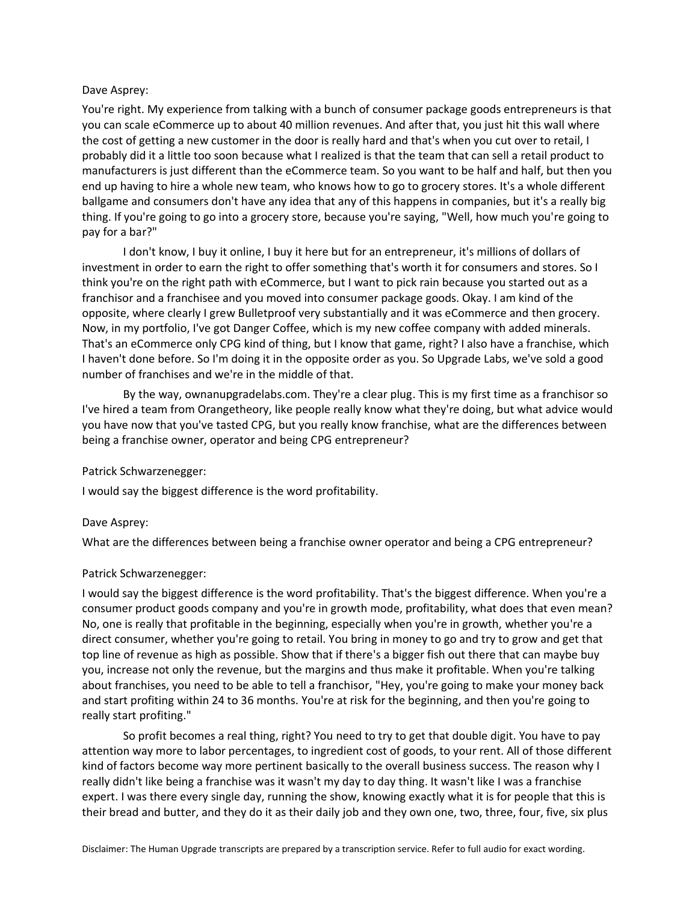Dave Asprey:

You're right. My experience from talking with a bunch of consumer package goods entrepreneurs is that you can scale eCommerce up to about 40 million revenues. And after that, you just hit this wall where the cost of getting a new customer in the door is really hard and that's when you cut over to retail, I probably did it a little too soon because what I realized is that the team that can sell a retail product to manufacturers is just different than the eCommerce team. So you want to be half and half, but then you end up having to hire a whole new team, who knows how to go to grocery stores. It's a whole different ballgame and consumers don't have any idea that any of this happens in companies, but it's a really big thing. If you're going to go into a grocery store, because you're saying, "Well, how much you're going to pay for a bar?"

I don't know, I buy it online, I buy it here but for an entrepreneur, it's millions of dollars of investment in order to earn the right to offer something that's worth it for consumers and stores. So I think you're on the right path with eCommerce, but I want to pick rain because you started out as a franchisor and a franchisee and you moved into consumer package goods. Okay. I am kind of the opposite, where clearly I grew Bulletproof very substantially and it was eCommerce and then grocery. Now, in my portfolio, I've got Danger Coffee, which is my new coffee company with added minerals. That's an eCommerce only CPG kind of thing, but I know that game, right? I also have a franchise, which I haven't done before. So I'm doing it in the opposite order as you. So Upgrade Labs, we've sold a good number of franchises and we're in the middle of that.

By the way, ownanupgradelabs.com. They're a clear plug. This is my first time as a franchisor so I've hired a team from Orangetheory, like people really know what they're doing, but what advice would you have now that you've tasted CPG, but you really know franchise, what are the differences between being a franchise owner, operator and being CPG entrepreneur?

Patrick Schwarzenegger:

I would say the biggest difference is the word profitability.

Dave Asprey:

What are the differences between being a franchise owner operator and being a CPG entrepreneur?

Patrick Schwarzenegger:

I would say the biggest difference is the word profitability. That's the biggest difference. When you're a consumer product goods company and you're in growth mode, profitability, what does that even mean? No, one is really that profitable in the beginning, especially when you're in growth, whether you're a direct consumer, whether you're going to retail. You bring in money to go and try to grow and get that top line of revenue as high as possible. Show that if there's a bigger fish out there that can maybe buy you, increase not only the revenue, but the margins and thus make it profitable. When you're talking about franchises, you need to be able to tell a franchisor, "Hey, you're going to make your money back and start profiting within 24 to 36 months. You're at risk for the beginning, and then you're going to really start profiting."

So profit becomes a real thing, right? You need to try to get that double digit. You have to pay attention way more to labor percentages, to ingredient cost of goods, to your rent. All of those different kind of factors become way more pertinent basically to the overall business success. The reason why I really didn't like being a franchise was it wasn't my day to day thing. It wasn't like I was a franchise expert. I was there every single day, running the show, knowing exactly what it is for people that this is their bread and butter, and they do it as their daily job and they own one, two, three, four, five, six plus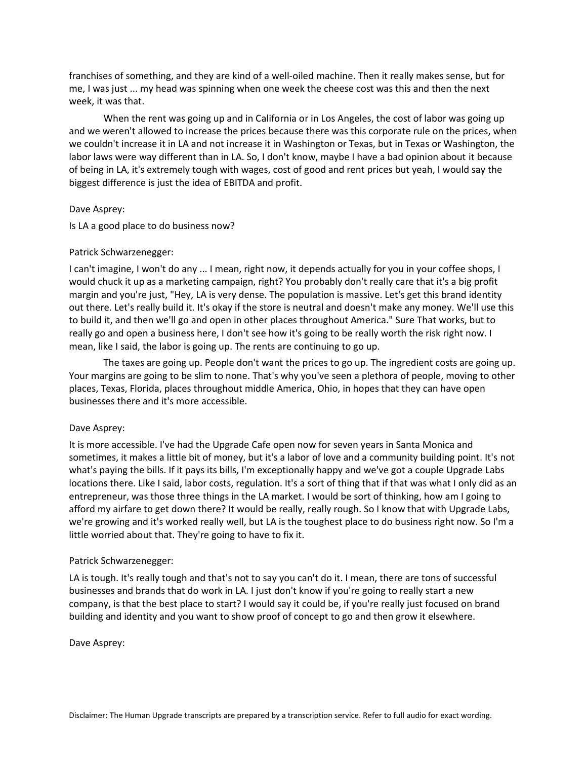franchises of something, and they are kind of a well-oiled machine. Then it really makes sense, but for me, I was just ... my head was spinning when one week the cheese cost was this and then the next week, it was that.

When the rent was going up and in California or in Los Angeles, the cost of labor was going up and we weren't allowed to increase the prices because there was this corporate rule on the prices, when we couldn't increase it in LA and not increase it in Washington or Texas, but in Texas or Washington, the labor laws were way different than in LA. So, I don't know, maybe I have a bad opinion about it because of being in LA, it's extremely tough with wages, cost of good and rent prices but yeah, I would say the biggest difference is just the idea of EBITDA and profit.

Dave Asprey:

Is LA a good place to do business now?

Patrick Schwarzenegger:

I can't imagine, I won't do any ... I mean, right now, it depends actually for you in your coffee shops, I would chuck it up as a marketing campaign, right? You probably don't really care that it's a big profit margin and you're just, "Hey, LA is very dense. The population is massive. Let's get this brand identity out there. Let's really build it. It's okay if the store is neutral and doesn't make any money. We'll use this to build it, and then we'll go and open in other places throughout America." Sure That works, but to really go and open a business here, I don't see how it's going to be really worth the risk right now. I mean, like I said, the labor is going up. The rents are continuing to go up.

The taxes are going up. People don't want the prices to go up. The ingredient costs are going up. Your margins are going to be slim to none. That's why you've seen a plethora of people, moving to other places, Texas, Florida, places throughout middle America, Ohio, in hopes that they can have open businesses there and it's more accessible.

Dave Asprey:

It is more accessible. I've had the Upgrade Cafe open now for seven years in Santa Monica and sometimes, it makes a little bit of money, but it's a labor of love and a community building point. It's not what's paying the bills. If it pays its bills, I'm exceptionally happy and we've got a couple Upgrade Labs locations there. Like I said, labor costs, regulation. It's a sort of thing that if that was what I only did as an entrepreneur, was those three things in the LA market. I would be sort of thinking, how am I going to afford my airfare to get down there? It would be really, really rough. So I know that with Upgrade Labs, we're growing and it's worked really well, but LA is the toughest place to do business right now. So I'm a little worried about that. They're going to have to fix it.

Patrick Schwarzenegger:

LA is tough. It's really tough and that's not to say you can't do it. I mean, there are tons of successful businesses and brands that do work in LA. I just don't know if you're going to really start a new company, is that the best place to start? I would say it could be, if you're really just focused on brand building and identity and you want to show proof of concept to go and then grow it elsewhere.

Dave Asprey: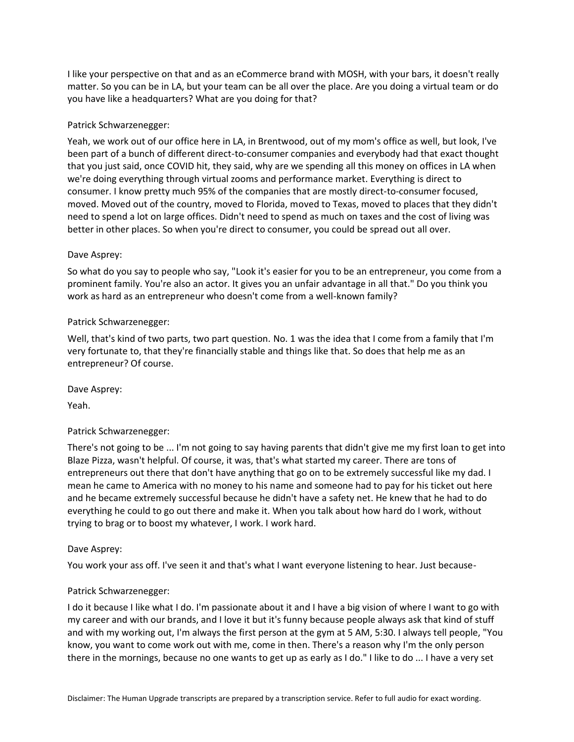I like your perspective on that and as an eCommerce brand with MOSH, with your bars, it doesn't really matter. So you can be in LA, but your team can be all over the place. Are you doing a virtual team or do you have like a headquarters? What are you doing for that?

Patrick Schwarzenegger:

Yeah, we work out of our office here in LA, in Brentwood, out of my mom's office as well, but look, I've been part of a bunch of different direct-to-consumer companies and everybody had that exact thought that you just said, once COVID hit, they said, why are we spending all this money on offices in LA when we're doing everything through virtual zooms and performance market. Everything is direct to consumer. I know pretty much 95% of the companies that are mostly direct-to-consumer focused, moved. Moved out of the country, moved to Florida, moved to Texas, moved to places that they didn't need to spend a lot on large offices. Didn't need to spend as much on taxes and the cost of living was better in other places. So when you're direct to consumer, you could be spread out all over.

Dave Asprey:

So what do you say to people who say, "Look it's easier for you to be an entrepreneur, you come from a prominent family. You're also an actor. It gives you an unfair advantage in all that." Do you think you work as hard as an entrepreneur who doesn't come from a well-known family?

Patrick Schwarzenegger:

Well, that's kind of two parts, two part question. No. 1 was the idea that I come from a family that I'm very fortunate to, that they're financially stable and things like that. So does that help me as an entrepreneur? Of course.

Dave Asprey:

Yeah.

Patrick Schwarzenegger:

There's not going to be ... I'm not going to say having parents that didn't give me my first loan to get into Blaze Pizza, wasn't helpful. Of course, it was, that's what started my career. There are tons of entrepreneurs out there that don't have anything that go on to be extremely successful like my dad. I mean he came to America with no money to his name and someone had to pay for his ticket out here and he became extremely successful because he didn't have a safety net. He knew that he had to do everything he could to go out there and make it. When you talk about how hard do I work, without trying to brag or to boost my whatever, I work. I work hard.

Dave Asprey:

You work your ass off. I've seen it and that's what I want everyone listening to hear. Just because-

Patrick Schwarzenegger:

I do it because I like what I do. I'm passionate about it and I have a big vision of where I want to go with my career and with our brands, and I love it but it's funny because people always ask that kind of stuff and with my working out, I'm always the first person at the gym at 5 AM, 5:30. I always tell people, "You know, you want to come work out with me, come in then. There's a reason why I'm the only person there in the mornings, because no one wants to get up as early as I do." I like to do ... I have a very set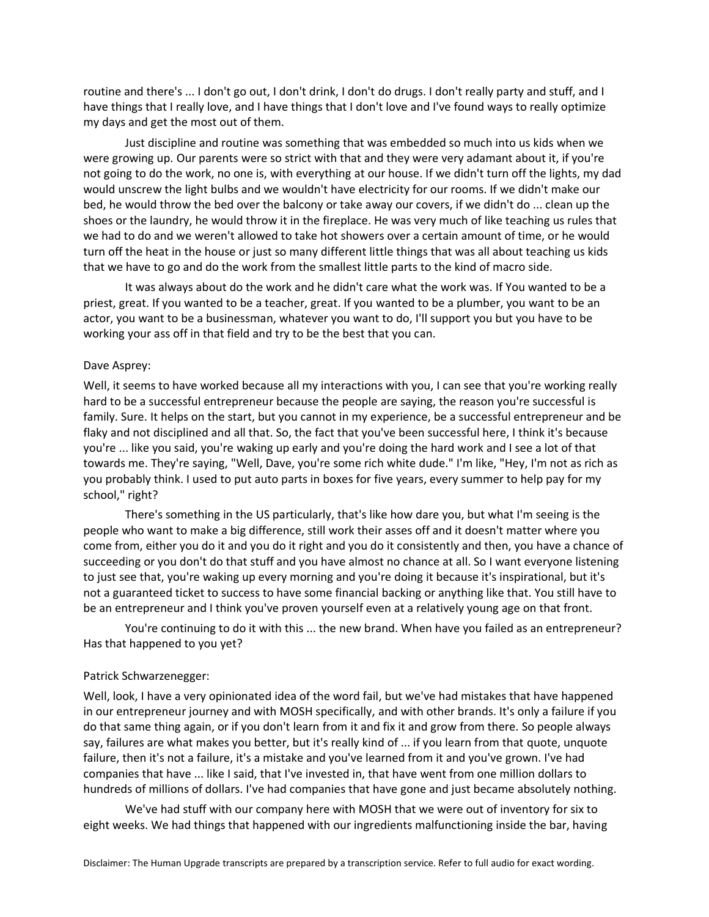routine and there's ... I don't go out, I don't drink, I don't do drugs. I don't really party and stuff, and I have things that I really love, and I have things that I don't love and I've found ways to really optimize my days and get the most out of them.

Just discipline and routine was something that was embedded so much into us kids when we were growing up. Our parents were so strict with that and they were very adamant about it, if you're not going to do the work, no one is, with everything at our house. If we didn't turn off the lights, my dad would unscrew the light bulbs and we wouldn't have electricity for our rooms. If we didn't make our bed, he would throw the bed over the balcony or take away our covers, if we didn't do ... clean up the shoes or the laundry, he would throw it in the fireplace. He was very much of like teaching us rules that we had to do and we weren't allowed to take hot showers over a certain amount of time, or he would turn off the heat in the house or just so many different little things that was all about teaching us kids that we have to go and do the work from the smallest little parts to the kind of macro side.

It was always about do the work and he didn't care what the work was. If You wanted to be a priest, great. If you wanted to be a teacher, great. If you wanted to be a plumber, you want to be an actor, you want to be a businessman, whatever you want to do, I'll support you but you have to be working your ass off in that field and try to be the best that you can.

Dave Asprey:

Well, it seems to have worked because all my interactions with you, I can see that you're working really hard to be a successful entrepreneur because the people are saying, the reason you're successful is family. Sure. It helps on the start, but you cannot in my experience, be a successful entrepreneur and be flaky and not disciplined and all that. So, the fact that you've been successful here, I think it's because you're ... like you said, you're waking up early and you're doing the hard work and I see a lot of that towards me. They're saying, "Well, Dave, you're some rich white dude." I'm like, "Hey, I'm not as rich as you probably think. I used to put auto parts in boxes for five years, every summer to help pay for my school," right?

There's something in the US particularly, that's like how dare you, but what I'm seeing is the people who want to make a big difference, still work their asses off and it doesn't matter where you come from, either you do it and you do it right and you do it consistently and then, you have a chance of succeeding or you don't do that stuff and you have almost no chance at all. So I want everyone listening to just see that, you're waking up every morning and you're doing it because it's inspirational, but it's not a guaranteed ticket to success to have some financial backing or anything like that. You still have to be an entrepreneur and I think you've proven yourself even at a relatively young age on that front.

You're continuing to do it with this ... the new brand. When have you failed as an entrepreneur? Has that happened to you yet?

Patrick Schwarzenegger:

Well, look, I have a very opinionated idea of the word fail, but we've had mistakes that have happened in our entrepreneur journey and with MOSH specifically, and with other brands. It's only a failure if you do that same thing again, or if you don't learn from it and fix it and grow from there. So people always say, failures are what makes you better, but it's really kind of ... if you learn from that quote, unquote failure, then it's not a failure, it's a mistake and you've learned from it and you've grown. I've had companies that have ... like I said, that I've invested in, that have went from one million dollars to hundreds of millions of dollars. I've had companies that have gone and just became absolutely nothing.

We've had stuff with our company here with MOSH that we were out of inventory for six to eight weeks. We had things that happened with our ingredients malfunctioning inside the bar, having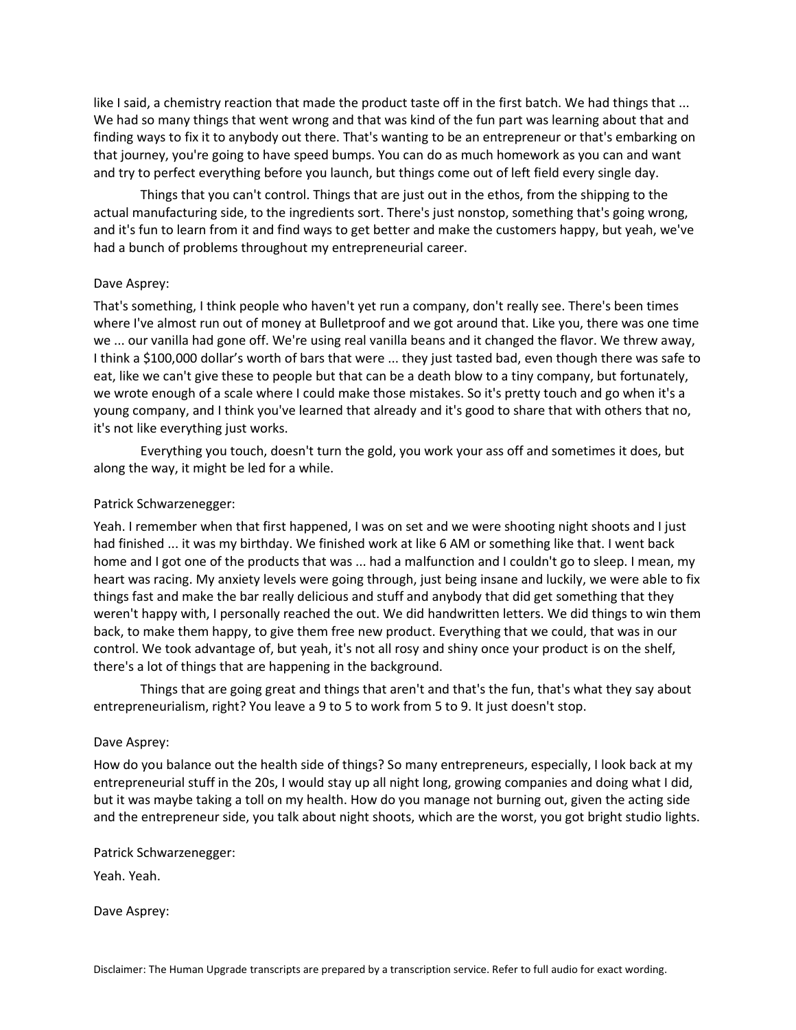like I said, a chemistry reaction that made the product taste off in the first batch. We had things that ... We had so many things that went wrong and that was kind of the fun part was learning about that and finding ways to fix it to anybody out there. That's wanting to be an entrepreneur or that's embarking on that journey, you're going to have speed bumps. You can do as much homework as you can and want and try to perfect everything before you launch, but things come out of left field every single day.

Things that you can't control. Things that are just out in the ethos, from the shipping to the actual manufacturing side, to the ingredients sort. There's just nonstop, something that's going wrong, and it's fun to learn from it and find ways to get better and make the customers happy, but yeah, we've had a bunch of problems throughout my entrepreneurial career.

Dave Asprey:

That's something, I think people who haven't yet run a company, don't really see. There's been times where I've almost run out of money at Bulletproof and we got around that. Like you, there was one time we ... our vanilla had gone off. We're using real vanilla beans and it changed the flavor. We threw away, I think a $100,000 dollar's worth of bars that were ... they just tasted bad, even though there was safe to eat, like we can't give these to people but that can be a death blow to a tiny company, but fortunately, we wrote enough of a scale where I could make those mistakes. So it's pretty touch and go when it's a young company, and I think you've learned that already and it's good to share that with others that no, it's not like everything just works.

Everything you touch, doesn't turn the gold, you work your ass off and sometimes it does, but along the way, it might be led for a while.

Patrick Schwarzenegger:

Yeah. I remember when that first happened, I was on set and we were shooting night shoots and I just had finished ... it was my birthday. We finished work at like 6 AM or something like that. I went back home and I got one of the products that was ... had a malfunction and I couldn't go to sleep. I mean, my heart was racing. My anxiety levels were going through, just being insane and luckily, we were able to fix things fast and make the bar really delicious and stuff and anybody that did get something that they weren't happy with, I personally reached the out. We did handwritten letters. We did things to win them back, to make them happy, to give them free new product. Everything that we could, that was in our control. We took advantage of, but yeah, it's not all rosy and shiny once your product is on the shelf, there's a lot of things that are happening in the background.

Things that are going great and things that aren't and that's the fun, that's what they say about entrepreneurialism, right? You leave a 9 to 5 to work from 5 to 9. It just doesn't stop.

Dave Asprey:

How do you balance out the health side of things? So many entrepreneurs, especially, I look back at my entrepreneurial stuff in the 20s, I would stay up all night long, growing companies and doing what I did, but it was maybe taking a toll on my health. How do you manage not burning out, given the acting side and the entrepreneur side, you talk about night shoots, which are the worst, you got bright studio lights.

Patrick Schwarzenegger:

Yeah. Yeah.

Dave Asprey:

Disclaimer: The Human Upgrade transcripts are prepared by a transcription service. Refer to full audio for exact wording.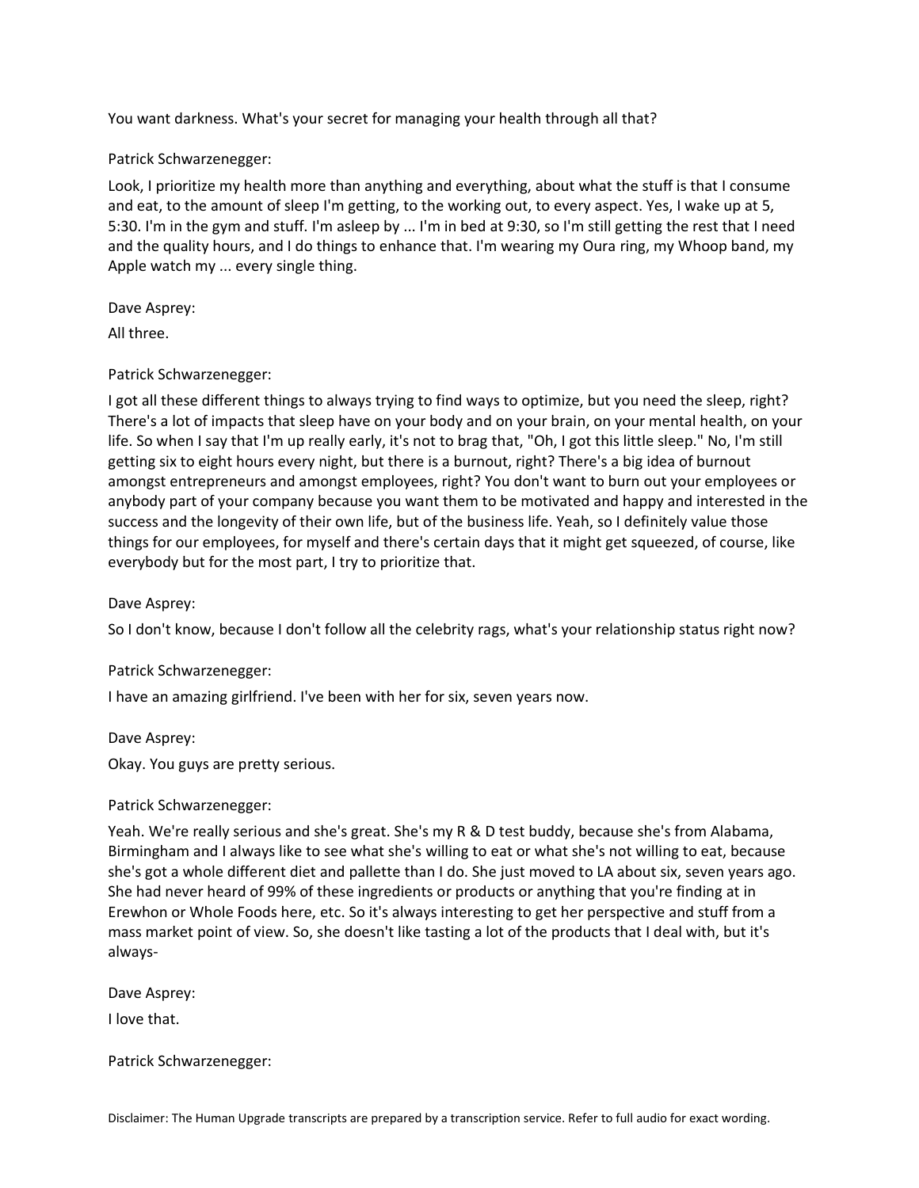You want darkness. What's your secret for managing your health through all that?

Patrick Schwarzenegger:

Look, I prioritize my health more than anything and everything, about what the stuff is that I consume and eat, to the amount of sleep I'm getting, to the working out, to every aspect. Yes, I wake up at 5, 5:30. I'm in the gym and stuff. I'm asleep by ... I'm in bed at 9:30, so I'm still getting the rest that I need and the quality hours, and I do things to enhance that. I'm wearing my Oura ring, my Whoop band, my Apple watch my ... every single thing.

Dave Asprey:

All three.

Patrick Schwarzenegger:

I got all these different things to always trying to find ways to optimize, but you need the sleep, right? There's a lot of impacts that sleep have on your body and on your brain, on your mental health, on your life. So when I say that I'm up really early, it's not to brag that, "Oh, I got this little sleep." No, I'm still getting six to eight hours every night, but there is a burnout, right? There's a big idea of burnout amongst entrepreneurs and amongst employees, right? You don't want to burn out your employees or anybody part of your company because you want them to be motivated and happy and interested in the success and the longevity of their own life, but of the business life. Yeah, so I definitely value those things for our employees, for myself and there's certain days that it might get squeezed, of course, like everybody but for the most part, I try to prioritize that.

Dave Asprey:

So I don't know, because I don't follow all the celebrity rags, what's your relationship status right now?

Patrick Schwarzenegger:

I have an amazing girlfriend. I've been with her for six, seven years now.

Dave Asprey:

Okay. You guys are pretty serious.

Patrick Schwarzenegger:

Yeah. We're really serious and she's great. She's my R & D test buddy, because she's from Alabama, Birmingham and I always like to see what she's willing to eat or what she's not willing to eat, because she's got a whole different diet and pallette than I do. She just moved to LA about six, seven years ago. She had never heard of 99% of these ingredients or products or anything that you're finding at in Erewhon or Whole Foods here, etc. So it's always interesting to get her perspective and stuff from a mass market point of view. So, she doesn't like tasting a lot of the products that I deal with, but it's always-

Dave Asprey:

I love that.

Patrick Schwarzenegger:

Disclaimer: The Human Upgrade transcripts are prepared by a transcription service. Refer to full audio for exact wording.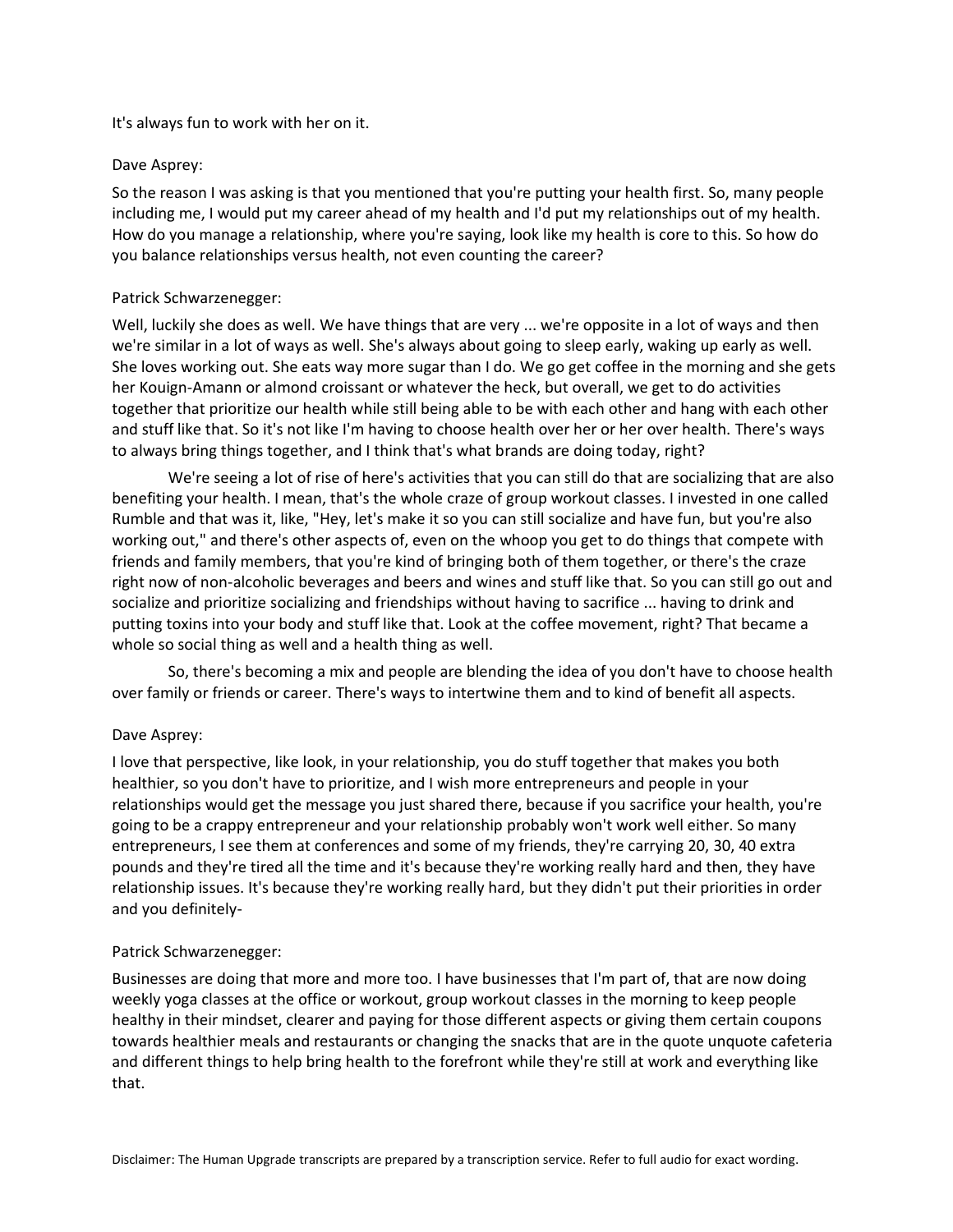It's always fun to work with her on it.

Dave Asprey:

So the reason I was asking is that you mentioned that you're putting your health first. So, many people including me, I would put my career ahead of my health and I'd put my relationships out of my health. How do you manage a relationship, where you're saying, look like my health is core to this. So how do you balance relationships versus health, not even counting the career?

Patrick Schwarzenegger:

Well, luckily she does as well. We have things that are very ... we're opposite in a lot of ways and then we're similar in a lot of ways as well. She's always about going to sleep early, waking up early as well. She loves working out. She eats way more sugar than I do. We go get coffee in the morning and she gets her Kouign-Amann or almond croissant or whatever the heck, but overall, we get to do activities together that prioritize our health while still being able to be with each other and hang with each other and stuff like that. So it's not like I'm having to choose health over her or her over health. There's ways to always bring things together, and I think that's what brands are doing today, right?

We're seeing a lot of rise of here's activities that you can still do that are socializing that are also benefiting your health. I mean, that's the whole craze of group workout classes. I invested in one called Rumble and that was it, like, "Hey, let's make it so you can still socialize and have fun, but you're also working out," and there's other aspects of, even on the whoop you get to do things that compete with friends and family members, that you're kind of bringing both of them together, or there's the craze right now of non-alcoholic beverages and beers and wines and stuff like that. So you can still go out and socialize and prioritize socializing and friendships without having to sacrifice ... having to drink and putting toxins into your body and stuff like that. Look at the coffee movement, right? That became a whole so social thing as well and a health thing as well.

So, there's becoming a mix and people are blending the idea of you don't have to choose health over family or friends or career. There's ways to intertwine them and to kind of benefit all aspects.

Dave Asprey:

I love that perspective, like look, in your relationship, you do stuff together that makes you both healthier, so you don't have to prioritize, and I wish more entrepreneurs and people in your relationships would get the message you just shared there, because if you sacrifice your health, you're going to be a crappy entrepreneur and your relationship probably won't work well either. So many entrepreneurs, I see them at conferences and some of my friends, they're carrying 20, 30, 40 extra pounds and they're tired all the time and it's because they're working really hard and then, they have relationship issues. It's because they're working really hard, but they didn't put their priorities in order and you definitely-

Patrick Schwarzenegger:

Businesses are doing that more and more too. I have businesses that I'm part of, that are now doing weekly yoga classes at the office or workout, group workout classes in the morning to keep people healthy in their mindset, clearer and paying for those different aspects or giving them certain coupons towards healthier meals and restaurants or changing the snacks that are in the quote unquote cafeteria and different things to help bring health to the forefront while they're still at work and everything like that.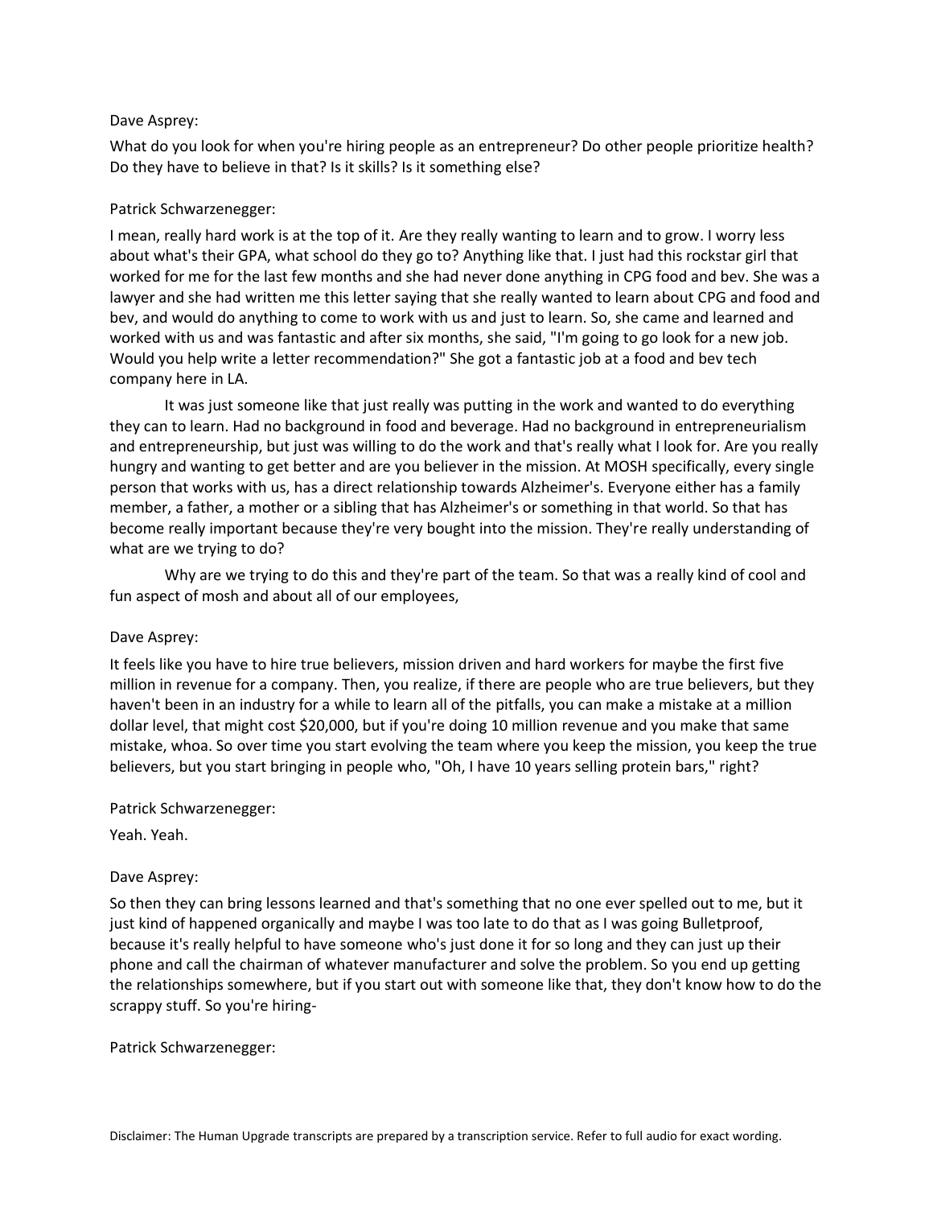Dave Asprey:

What do you look for when you're hiring people as an entrepreneur? Do other people prioritize health? Do they have to believe in that? Is it skills? Is it something else?

Patrick Schwarzenegger:

I mean, really hard work is at the top of it. Are they really wanting to learn and to grow. I worry less about what's their GPA, what school do they go to? Anything like that. I just had this rockstar girl that worked for me for the last few months and she had never done anything in CPG food and bev. She was a lawyer and she had written me this letter saying that she really wanted to learn about CPG and food and bev, and would do anything to come to work with us and just to learn. So, she came and learned and worked with us and was fantastic and after six months, she said, "I'm going to go look for a new job. Would you help write a letter recommendation?" She got a fantastic job at a food and bev tech company here in LA.

It was just someone like that just really was putting in the work and wanted to do everything they can to learn. Had no background in food and beverage. Had no background in entrepreneurialism and entrepreneurship, but just was willing to do the work and that's really what I look for. Are you really hungry and wanting to get better and are you believer in the mission. At MOSH specifically, every single person that works with us, has a direct relationship towards Alzheimer's. Everyone either has a family member, a father, a mother or a sibling that has Alzheimer's or something in that world. So that has become really important because they're very bought into the mission. They're really understanding of what are we trying to do?

Why are we trying to do this and they're part of the team. So that was a really kind of cool and fun aspect of mosh and about all of our employees,

Dave Asprey:

It feels like you have to hire true believers, mission driven and hard workers for maybe the first five million in revenue for a company. Then, you realize, if there are people who are true believers, but they haven't been in an industry for a while to learn all of the pitfalls, you can make a mistake at a million dollar level, that might cost $20,000, but if you're doing 10 million revenue and you make that same mistake, whoa. So over time you start evolving the team where you keep the mission, you keep the true believers, but you start bringing in people who, "Oh, I have 10 years selling protein bars," right?

Patrick Schwarzenegger:

Yeah. Yeah.

Dave Asprey:

So then they can bring lessons learned and that's something that no one ever spelled out to me, but it just kind of happened organically and maybe I was too late to do that as I was going Bulletproof, because it's really helpful to have someone who's just done it for so long and they can just up their phone and call the chairman of whatever manufacturer and solve the problem. So you end up getting the relationships somewhere, but if you start out with someone like that, they don't know how to do the scrappy stuff. So you're hiring-

Patrick Schwarzenegger: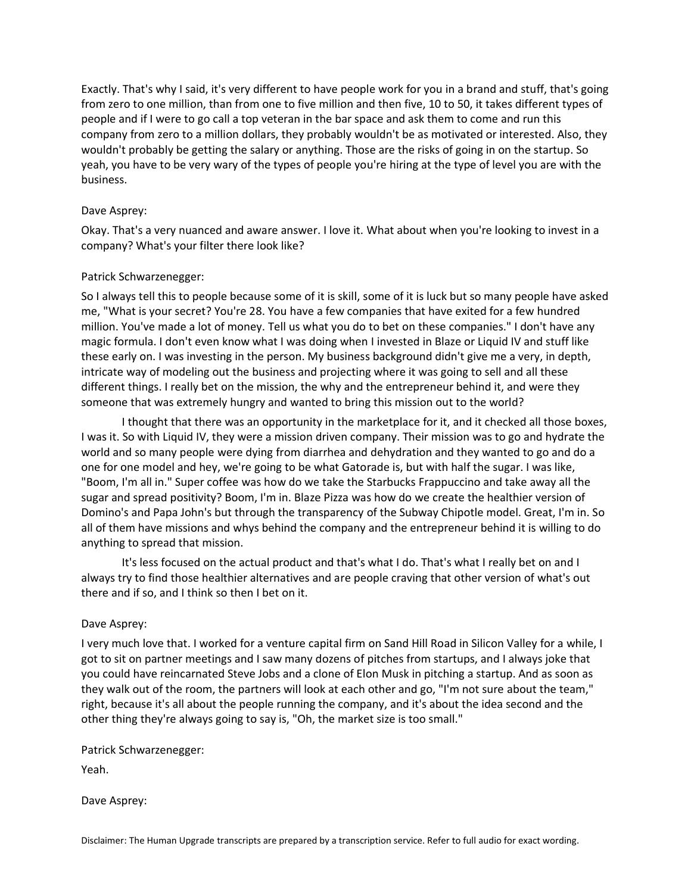Exactly. That's why I said, it's very different to have people work for you in a brand and stuff, that's going from zero to one million, than from one to five million and then five, 10 to 50, it takes different types of people and if I were to go call a top veteran in the bar space and ask them to come and run this company from zero to a million dollars, they probably wouldn't be as motivated or interested. Also, they wouldn't probably be getting the salary or anything. Those are the risks of going in on the startup. So yeah, you have to be very wary of the types of people you're hiring at the type of level you are with the business.

Dave Asprey:

Okay. That's a very nuanced and aware answer. I love it. What about when you're looking to invest in a company? What's your filter there look like?

Patrick Schwarzenegger:

So I always tell this to people because some of it is skill, some of it is luck but so many people have asked me, "What is your secret? You're 28. You have a few companies that have exited for a few hundred million. You've made a lot of money. Tell us what you do to bet on these companies." I don't have any magic formula. I don't even know what I was doing when I invested in Blaze or Liquid IV and stuff like these early on. I was investing in the person. My business background didn't give me a very, in depth, intricate way of modeling out the business and projecting where it was going to sell and all these different things. I really bet on the mission, the why and the entrepreneur behind it, and were they someone that was extremely hungry and wanted to bring this mission out to the world?

I thought that there was an opportunity in the marketplace for it, and it checked all those boxes, I was it. So with Liquid IV, they were a mission driven company. Their mission was to go and hydrate the world and so many people were dying from diarrhea and dehydration and they wanted to go and do a one for one model and hey, we're going to be what Gatorade is, but with half the sugar. I was like, "Boom, I'm all in." Super coffee was how do we take the Starbucks Frappuccino and take away all the sugar and spread positivity? Boom, I'm in. Blaze Pizza was how do we create the healthier version of Domino's and Papa John's but through the transparency of the Subway Chipotle model. Great, I'm in. So all of them have missions and whys behind the company and the entrepreneur behind it is willing to do anything to spread that mission.

It's less focused on the actual product and that's what I do. That's what I really bet on and I always try to find those healthier alternatives and are people craving that other version of what's out there and if so, and I think so then I bet on it.

Dave Asprey:

I very much love that. I worked for a venture capital firm on Sand Hill Road in Silicon Valley for a while, I got to sit on partner meetings and I saw many dozens of pitches from startups, and I always joke that you could have reincarnated Steve Jobs and a clone of Elon Musk in pitching a startup. And as soon as they walk out of the room, the partners will look at each other and go, "I'm not sure about the team," right, because it's all about the people running the company, and it's about the idea second and the other thing they're always going to say is, "Oh, the market size is too small."

Patrick Schwarzenegger:

Yeah.

Dave Asprey: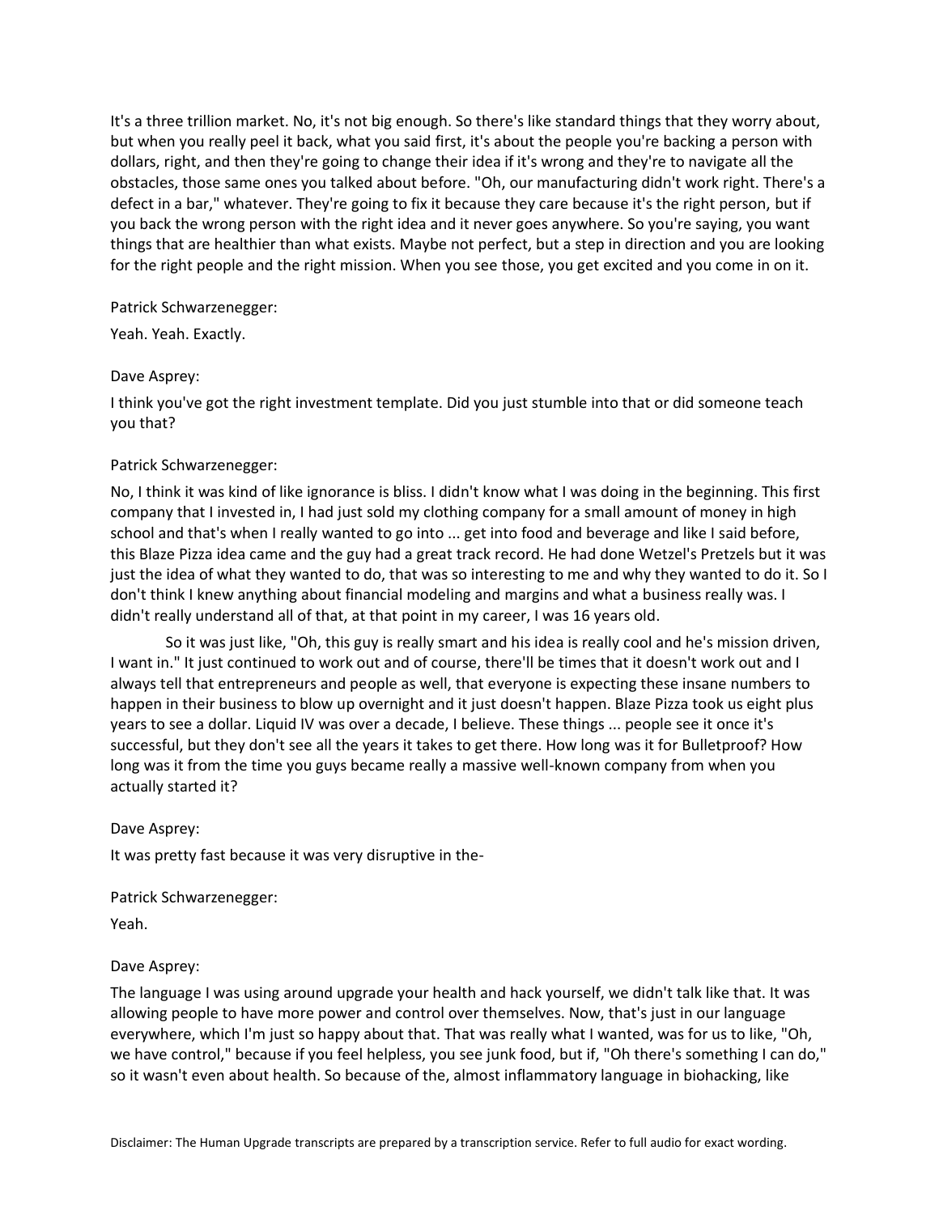It's a three trillion market. No, it's not big enough. So there's like standard things that they worry about, but when you really peel it back, what you said first, it's about the people you're backing a person with dollars, right, and then they're going to change their idea if it's wrong and they're to navigate all the obstacles, those same ones you talked about before. "Oh, our manufacturing didn't work right. There's a defect in a bar," whatever. They're going to fix it because they care because it's the right person, but if you back the wrong person with the right idea and it never goes anywhere. So you're saying, you want things that are healthier than what exists. Maybe not perfect, but a step in direction and you are looking for the right people and the right mission. When you see those, you get excited and you come in on it.

Patrick Schwarzenegger:

Yeah. Yeah. Exactly.

Dave Asprey:

I think you've got the right investment template. Did you just stumble into that or did someone teach you that?

Patrick Schwarzenegger:

No, I think it was kind of like ignorance is bliss. I didn't know what I was doing in the beginning. This first company that I invested in, I had just sold my clothing company for a small amount of money in high school and that's when I really wanted to go into ... get into food and beverage and like I said before, this Blaze Pizza idea came and the guy had a great track record. He had done Wetzel's Pretzels but it was just the idea of what they wanted to do, that was so interesting to me and why they wanted to do it. So I don't think I knew anything about financial modeling and margins and what a business really was. I didn't really understand all of that, at that point in my career, I was 16 years old.

So it was just like, "Oh, this guy is really smart and his idea is really cool and he's mission driven, I want in." It just continued to work out and of course, there'll be times that it doesn't work out and I always tell that entrepreneurs and people as well, that everyone is expecting these insane numbers to happen in their business to blow up overnight and it just doesn't happen. Blaze Pizza took us eight plus years to see a dollar. Liquid IV was over a decade, I believe. These things ... people see it once it's successful, but they don't see all the years it takes to get there. How long was it for Bulletproof? How long was it from the time you guys became really a massive well-known company from when you actually started it?

Dave Asprey:

It was pretty fast because it was very disruptive in the-

Patrick Schwarzenegger:

Yeah.

Dave Asprey:

The language I was using around upgrade your health and hack yourself, we didn't talk like that. It was allowing people to have more power and control over themselves. Now, that's just in our language everywhere, which I'm just so happy about that. That was really what I wanted, was for us to like, "Oh, we have control," because if you feel helpless, you see junk food, but if, "Oh there's something I can do," so it wasn't even about health. So because of the, almost inflammatory language in biohacking, like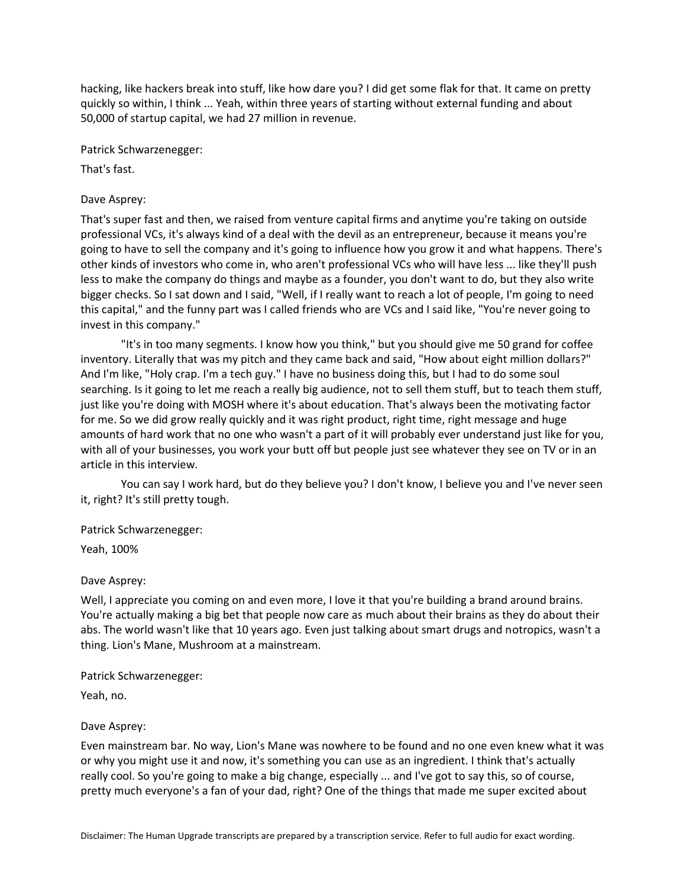hacking, like hackers break into stuff, like how dare you? I did get some flak for that. It came on pretty quickly so within, I think ... Yeah, within three years of starting without external funding and about 50,000 of startup capital, we had 27 million in revenue.

Patrick Schwarzenegger:

That's fast.

Dave Asprey:

That's super fast and then, we raised from venture capital firms and anytime you're taking on outside professional VCs, it's always kind of a deal with the devil as an entrepreneur, because it means you're going to have to sell the company and it's going to influence how you grow it and what happens. There's other kinds of investors who come in, who aren't professional VCs who will have less ... like they'll push less to make the company do things and maybe as a founder, you don't want to do, but they also write bigger checks. So I sat down and I said, "Well, if I really want to reach a lot of people, I'm going to need this capital," and the funny part was I called friends who are VCs and I said like, "You're never going to invest in this company."

"It's in too many segments. I know how you think," but you should give me 50 grand for coffee inventory. Literally that was my pitch and they came back and said, "How about eight million dollars?" And I'm like, "Holy crap. I'm a tech guy." I have no business doing this, but I had to do some soul searching. Is it going to let me reach a really big audience, not to sell them stuff, but to teach them stuff, just like you're doing with MOSH where it's about education. That's always been the motivating factor for me. So we did grow really quickly and it was right product, right time, right message and huge amounts of hard work that no one who wasn't a part of it will probably ever understand just like for you, with all of your businesses, you work your butt off but people just see whatever they see on TV or in an article in this interview.

You can say I work hard, but do they believe you? I don't know, I believe you and I've never seen it, right? It's still pretty tough.

Patrick Schwarzenegger:

Yeah, 100%

Dave Asprey:

Well, I appreciate you coming on and even more, I love it that you're building a brand around brains. You're actually making a big bet that people now care as much about their brains as they do about their abs. The world wasn't like that 10 years ago. Even just talking about smart drugs and notropics, wasn't a thing. Lion's Mane, Mushroom at a mainstream.

Patrick Schwarzenegger:

Yeah, no.

Dave Asprey:

Even mainstream bar. No way, Lion's Mane was nowhere to be found and no one even knew what it was or why you might use it and now, it's something you can use as an ingredient. I think that's actually really cool. So you're going to make a big change, especially ... and I've got to say this, so of course, pretty much everyone's a fan of your dad, right? One of the things that made me super excited about

Disclaimer: The Human Upgrade transcripts are prepared by a transcription service. Refer to full audio for exact wording.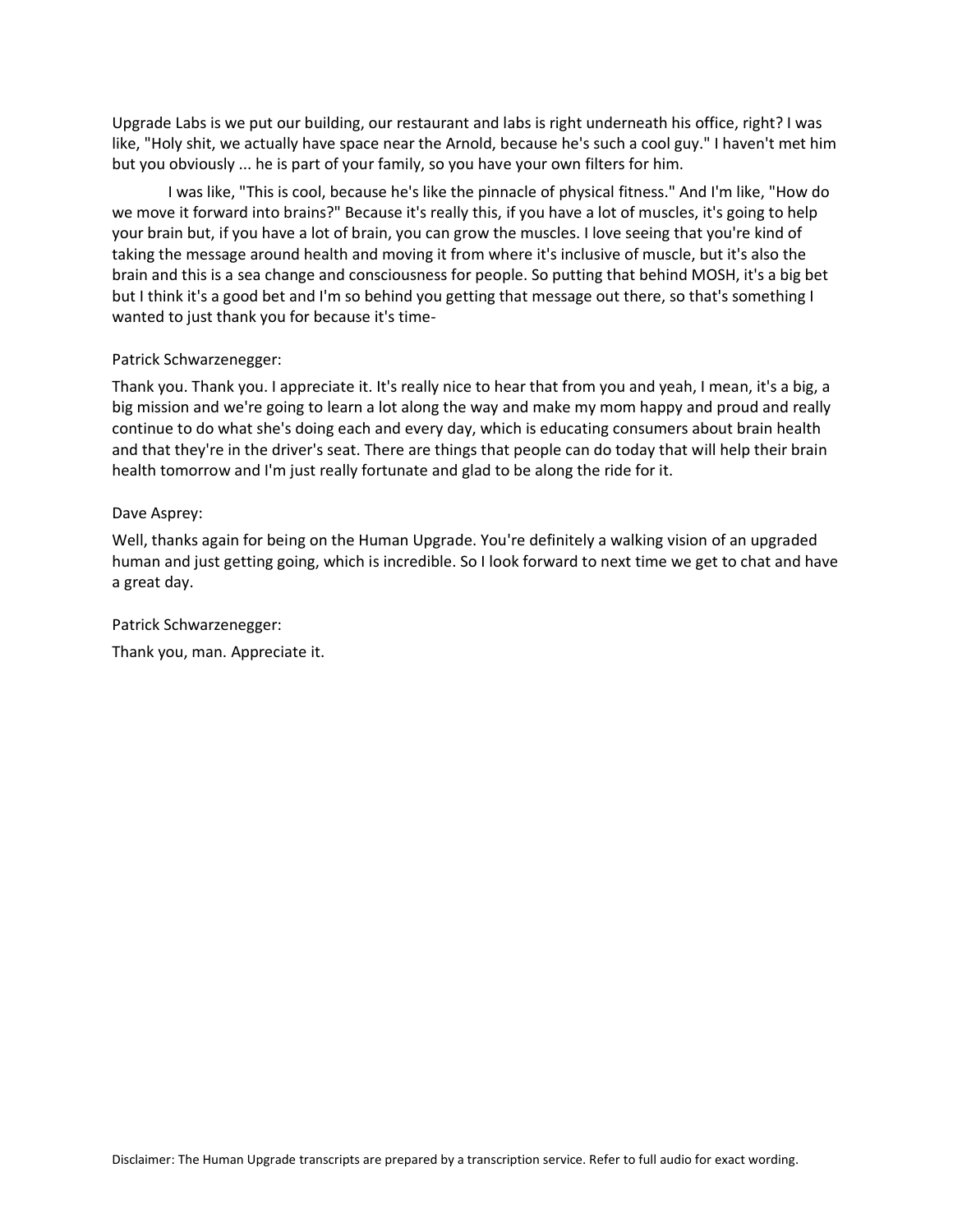Upgrade Labs is we put our building, our restaurant and labs is right underneath his office, right? I was like, "Holy shit, we actually have space near the Arnold, because he's such a cool guy." I haven't met him but you obviously ... he is part of your family, so you have your own filters for him.

I was like, "This is cool, because he's like the pinnacle of physical fitness." And I'm like, "How do we move it forward into brains?" Because it's really this, if you have a lot of muscles, it's going to help your brain but, if you have a lot of brain, you can grow the muscles. I love seeing that you're kind of taking the message around health and moving it from where it's inclusive of muscle, but it's also the brain and this is a sea change and consciousness for people. So putting that behind MOSH, it's a big bet but I think it's a good bet and I'm so behind you getting that message out there, so that's something I wanted to just thank you for because it's time-

Patrick Schwarzenegger:

Thank you. Thank you. I appreciate it. It's really nice to hear that from you and yeah, I mean, it's a big, a big mission and we're going to learn a lot along the way and make my mom happy and proud and really continue to do what she's doing each and every day, which is educating consumers about brain health and that they're in the driver's seat. There are things that people can do today that will help their brain health tomorrow and I'm just really fortunate and glad to be along the ride for it.

Dave Asprey:

Well, thanks again for being on the Human Upgrade. You're definitely a walking vision of an upgraded human and just getting going, which is incredible. So I look forward to next time we get to chat and have a great day.

Patrick Schwarzenegger:

Thank you, man. Appreciate it.

Disclaimer: The Human Upgrade transcripts are prepared by a transcription service. Refer to full audio for exact wording.